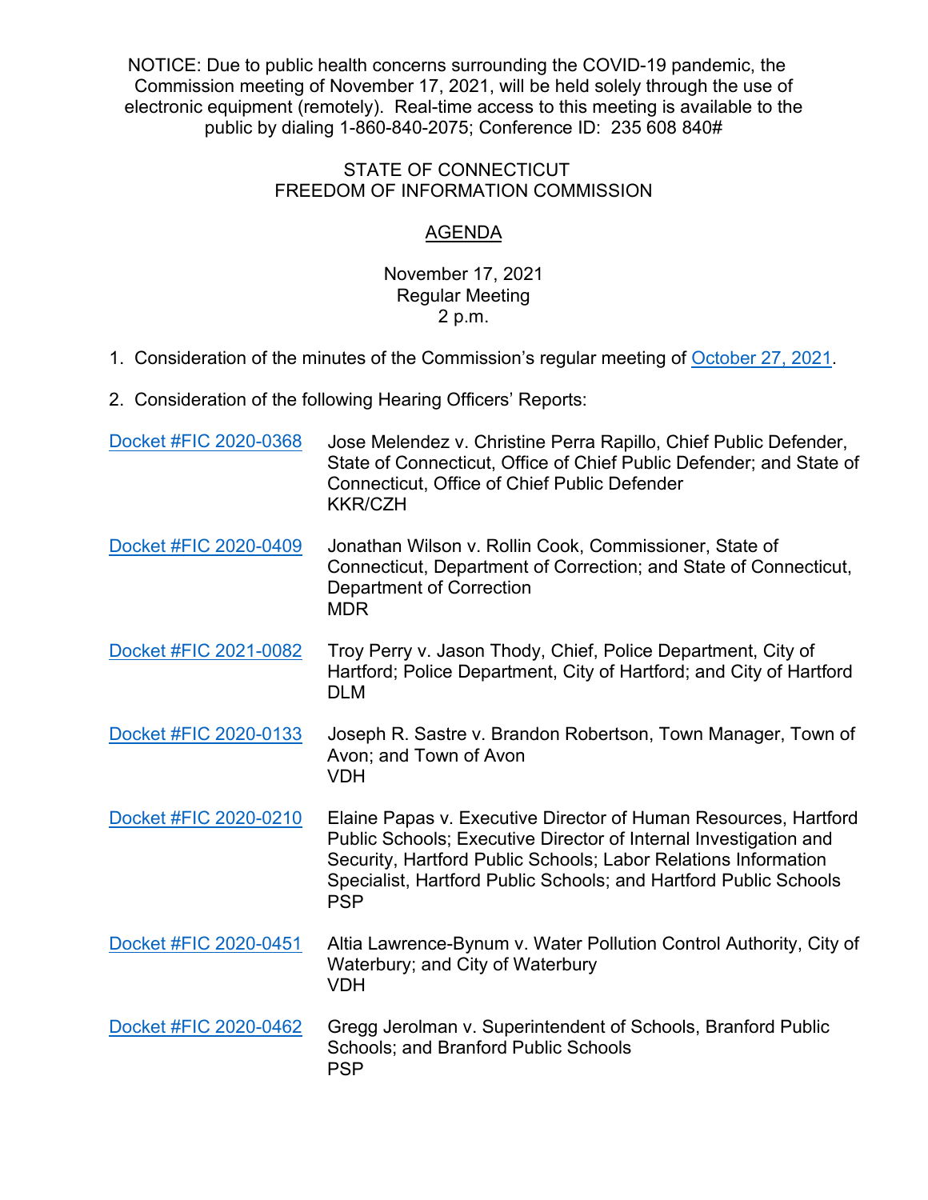NOTICE: Due to public health concerns surrounding the COVID-19 pandemic, the Commission meeting of November 17, 2021, will be held solely through the use of electronic equipment (remotely). Real-time access to this meeting is available to the public by dialing 1-860-840-2075; Conference ID: 235 608 840#

STATE OF CONNECTICUT
FREEDOM OF INFORMATION COMMISSION

AGENDA

November 17, 2021
Regular Meeting
2 p.m.

1. Consideration of the minutes of the Commission's regular meeting of October 27, 2021.

2. Consideration of the following Hearing Officers' Reports:

| | |
|---|---|
| Docket #FIC 2020-0368 | Jose Melendez v. Christine Perra Rapillo, Chief Public Defender, State of Connecticut, Office of Chief Public Defender; and State of Connecticut, Office of Chief Public Defender<br>KKR/CZH |
| Docket #FIC 2020-0409 | Jonathan Wilson v. Rollin Cook, Commissioner, State of Connecticut, Department of Correction; and State of Connecticut, Department of Correction<br>MDR |
| Docket #FIC 2021-0082 | Troy Perry v. Jason Thody, Chief, Police Department, City of Hartford; Police Department, City of Hartford; and City of Hartford<br>DLM |
| Docket #FIC 2020-0133 | Joseph R. Sastre v. Brandon Robertson, Town Manager, Town of Avon; and Town of Avon<br>VDH |
| Docket #FIC 2020-0210 | Elaine Papas v. Executive Director of Human Resources, Hartford Public Schools; Executive Director of Internal Investigation and Security, Hartford Public Schools; Labor Relations Information Specialist, Hartford Public Schools; and Hartford Public Schools<br>PSP |
| Docket #FIC 2020-0451 | Altia Lawrence-Bynum v. Water Pollution Control Authority, City of Waterbury; and City of Waterbury<br>VDH |
| Docket #FIC 2020-0462 | Gregg Jerolman v. Superintendent of Schools, Branford Public Schools; and Branford Public Schools<br>PSP |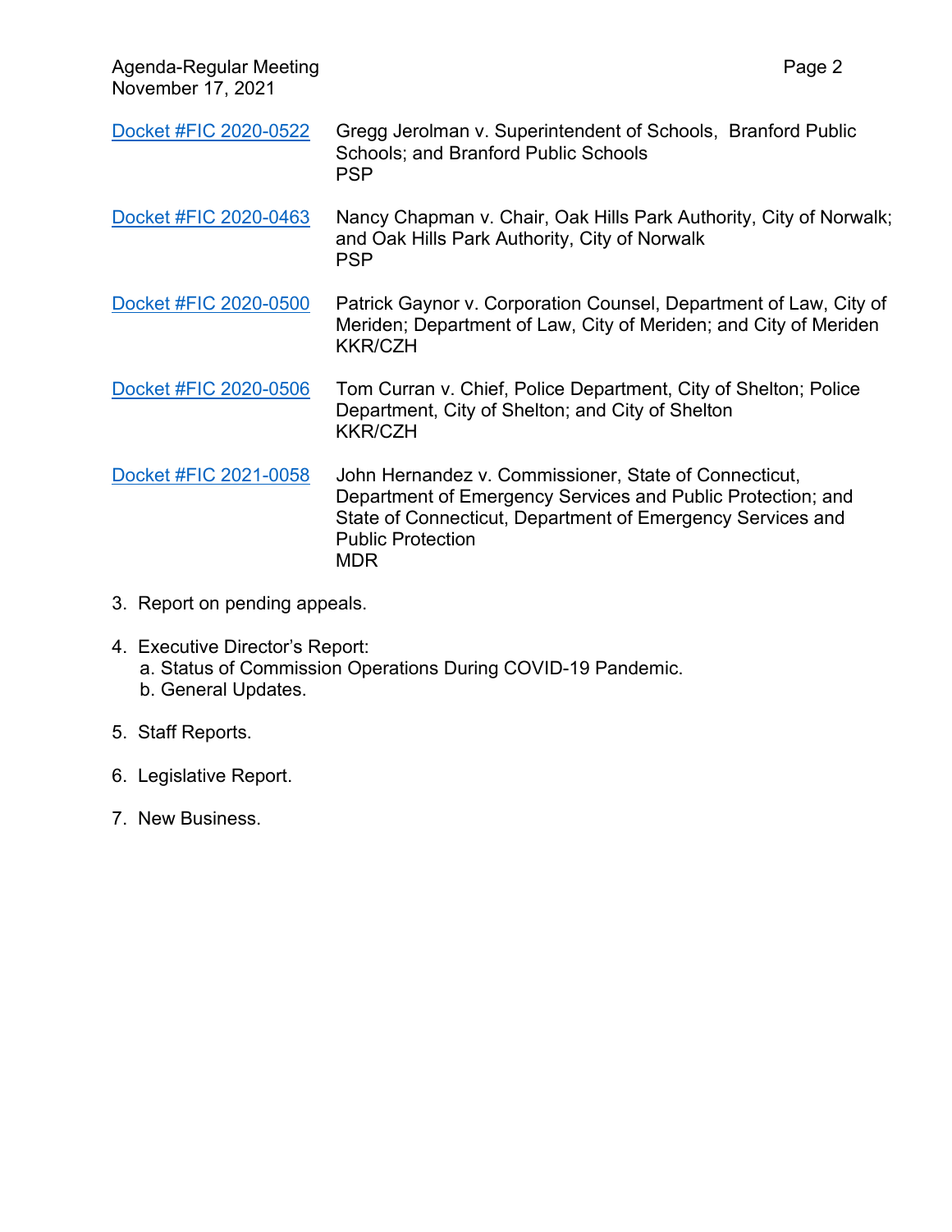| | |
|---|---|
| Docket #FIC 2020-0522 | Gregg Jerolman v. Superintendent of Schools, Branford Public Schools; and Branford Public Schools<br>PSP |
| Docket #FIC 2020-0463 | Nancy Chapman v. Chair, Oak Hills Park Authority, City of Norwalk; and Oak Hills Park Authority, City of Norwalk<br>PSP |
| Docket #FIC 2020-0500 | Patrick Gaynor v. Corporation Counsel, Department of Law, City of Meriden; Department of Law, City of Meriden; and City of Meriden<br>KKR/CZH |
| Docket #FIC 2020-0506 | Tom Curran v. Chief, Police Department, City of Shelton; Police Department, City of Shelton; and City of Shelton<br>KKR/CZH |
| Docket #FIC 2021-0058 | John Hernandez v. Commissioner, State of Connecticut, Department of Emergency Services and Public Protection; and State of Connecticut, Department of Emergency Services and Public Protection<br>MDR |

3. Report on pending appeals.

4. Executive Director's Report:
   a. Status of Commission Operations During COVID-19 Pandemic.
   b. General Updates.

5. Staff Reports.

6. Legislative Report.

7. New Business.